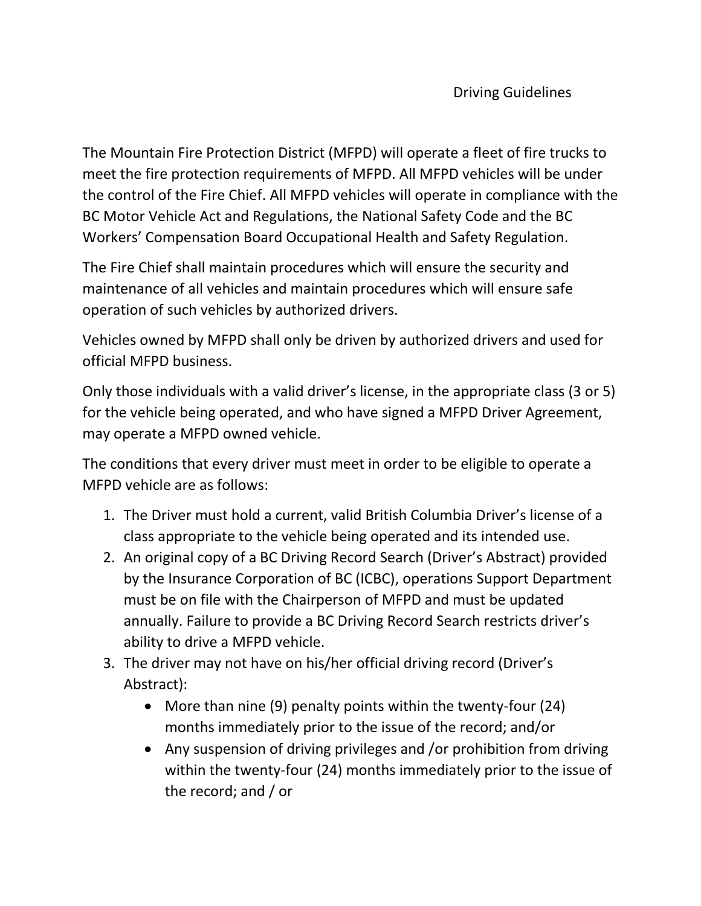# Driving Guidelines

The Mountain Fire Protection District (MFPD) will operate a fleet of fire trucks to meet the fire protection requirements of MFPD. All MFPD vehicles will be under the control of the Fire Chief. All MFPD vehicles will operate in compliance with the BC Motor Vehicle Act and Regulations, the National Safety Code and the BC Workers' Compensation Board Occupational Health and Safety Regulation.

The Fire Chief shall maintain procedures which will ensure the security and maintenance of all vehicles and maintain procedures which will ensure safe operation of such vehicles by authorized drivers.

Vehicles owned by MFPD shall only be driven by authorized drivers and used for official MFPD business.

Only those individuals with a valid driver's license, in the appropriate class (3 or 5) for the vehicle being operated, and who have signed a MFPD Driver Agreement, may operate a MFPD owned vehicle.

The conditions that every driver must meet in order to be eligible to operate a MFPD vehicle are as follows:

1. The Driver must hold a current, valid British Columbia Driver's license of a class appropriate to the vehicle being operated and its intended use.
2. An original copy of a BC Driving Record Search (Driver's Abstract) provided by the Insurance Corporation of BC (ICBC), operations Support Department must be on file with the Chairperson of MFPD and must be updated annually. Failure to provide a BC Driving Record Search restricts driver's ability to drive a MFPD vehicle.
3. The driver may not have on his/her official driving record (Driver's Abstract):
    - More than nine (9) penalty points within the twenty-four (24) months immediately prior to the issue of the record; and/or
    - Any suspension of driving privileges and /or prohibition from driving within the twenty-four (24) months immediately prior to the issue of the record; and / or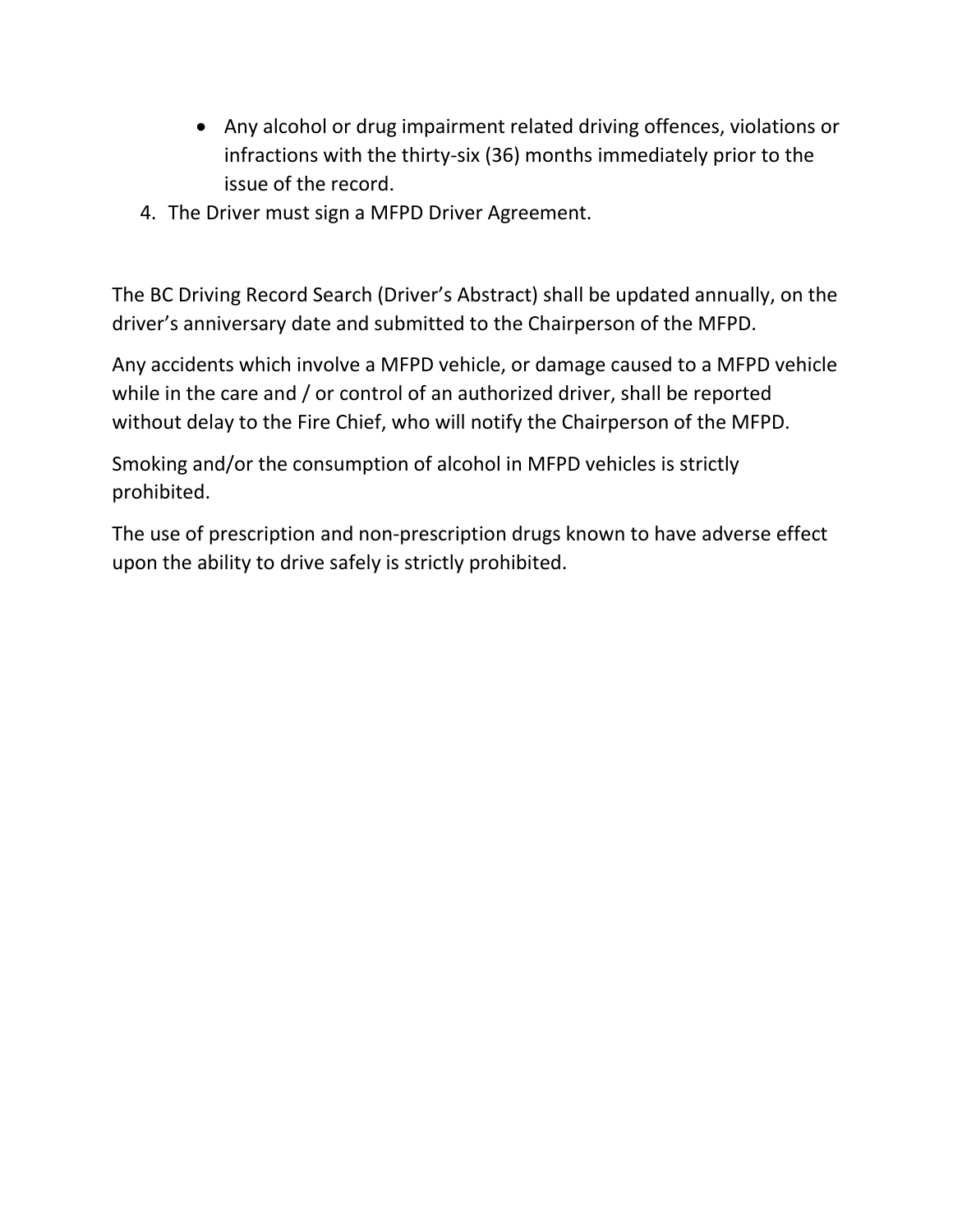- Any alcohol or drug impairment related driving offences, violations or infractions with the thirty-six (36) months immediately prior to the issue of the record.

4. The Driver must sign a MFPD Driver Agreement.

The BC Driving Record Search (Driver's Abstract) shall be updated annually, on the driver's anniversary date and submitted to the Chairperson of the MFPD.

Any accidents which involve a MFPD vehicle, or damage caused to a MFPD vehicle while in the care and / or control of an authorized driver, shall be reported without delay to the Fire Chief, who will notify the Chairperson of the MFPD.

Smoking and/or the consumption of alcohol in MFPD vehicles is strictly prohibited.

The use of prescription and non-prescription drugs known to have adverse effect upon the ability to drive safely is strictly prohibited.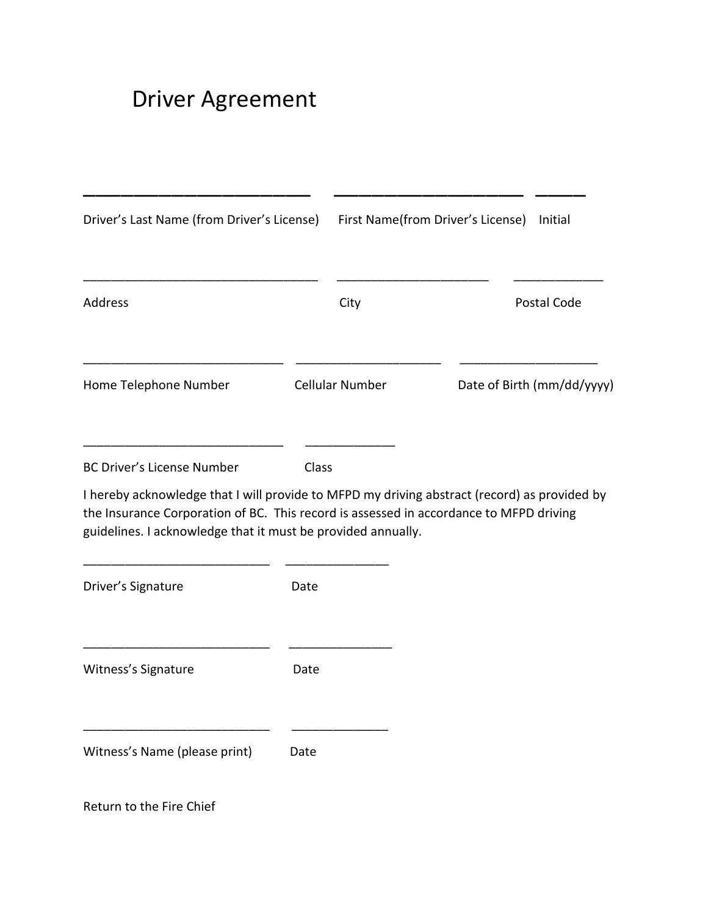# Driver Agreement

\_\_\_\_\_\_\_\_\_\_\_\_\_\_\_\_\_\_\_\_\_\_\_\_ \_\_\_\_\_\_\_\_\_\_\_\_\_\_\_\_\_\_\_\_\_\_ \_\_\_\_\_

Driver's Last Name (from Driver's License) First Name(from Driver's License) Initial

\_\_\_\_\_\_\_\_\_\_\_\_\_\_\_\_\_\_\_\_\_\_\_\_\_\_\_\_\_\_\_\_\_\_\_ \_\_\_\_\_\_\_\_\_\_\_\_\_\_\_\_\_\_\_\_\_\_ \_\_\_\_\_\_\_\_\_\_\_\_\_

Address City Postal Code

\_\_\_\_\_\_\_\_\_\_\_\_\_\_\_\_\_\_\_\_\_\_\_\_\_\_\_\_\_ \_\_\_\_\_\_\_\_\_\_\_\_\_\_\_\_\_\_\_\_\_ \_\_\_\_\_\_\_\_\_\_\_\_\_\_\_\_\_\_\_\_

Home Telephone Number Cellular Number Date of Birth (mm/dd/yyyy)

\_\_\_\_\_\_\_\_\_\_\_\_\_\_\_\_\_\_\_\_\_\_\_\_\_\_\_\_\_ \_\_\_\_\_\_\_\_\_\_\_\_\_

BC Driver's License Number Class

I hereby acknowledge that I will provide to MFPD my driving abstract (record) as provided by the Insurance Corporation of BC. This record is assessed in accordance to MFPD driving guidelines. I acknowledge that it must be provided annually.

\_\_\_\_\_\_\_\_\_\_\_\_\_\_\_\_\_\_\_\_\_\_\_\_\_\_\_ \_\_\_\_\_\_\_\_\_\_\_\_\_\_\_

Driver's Signature Date

\_\_\_\_\_\_\_\_\_\_\_\_\_\_\_\_\_\_\_\_\_\_\_\_\_\_\_ \_\_\_\_\_\_\_\_\_\_\_\_\_\_\_

Witness's Signature Date

\_\_\_\_\_\_\_\_\_\_\_\_\_\_\_\_\_\_\_\_\_\_\_\_\_\_\_ \_\_\_\_\_\_\_\_\_\_\_\_\_\_

Witness's Name (please print) Date

Return to the Fire Chief